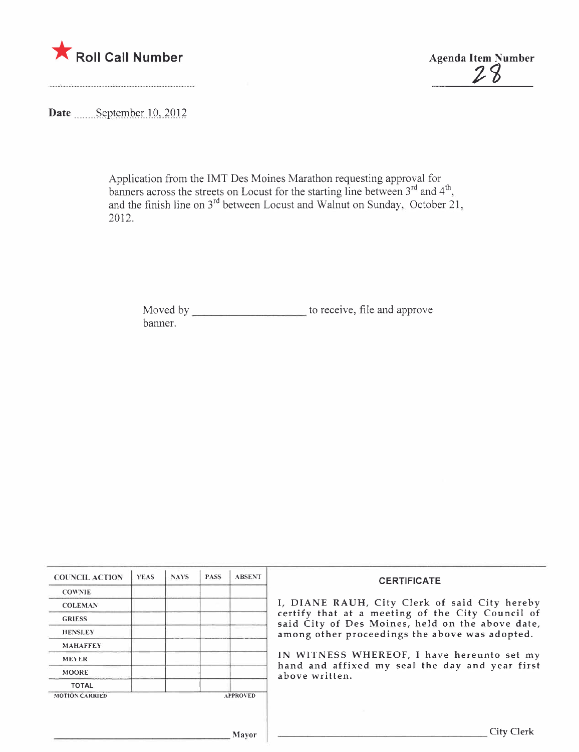**Roll Call Number**

**Agenda Item Number**
28

**Date** September 10, 2012

Application from the IMT Des Moines Marathon requesting approval for banners across the streets on Locust for the starting line between 3rd and 4th, and the finish line on 3rd between Locust and Walnut on Sunday, October 21, 2012.

Moved by ____________________ to receive, file and approve banner.

| COUNCIL ACTION | YEAS | NAYS | PASS | ABSENT |
|---|---|---|---|---|
| COWNIE | | | | |
| COLEMAN | | | | |
| GRIESS | | | | |
| HENSLEY | | | | |
| MAHAFFEY | | | | |
| MEYER | | | | |
| MOORE | | | | |
| TOTAL | | | | |
| MOTION CARRIED | | | | APPROVED |

______________________________ Mayor

**CERTIFICATE**

I, DIANE RAUH, City Clerk of said City hereby certify that at a meeting of the City Council of said City of Des Moines, held on the above date, among other proceedings the above was adopted.

IN WITNESS WHEREOF, I have hereunto set my hand and affixed my seal the day and year first above written.

______________________________ City Clerk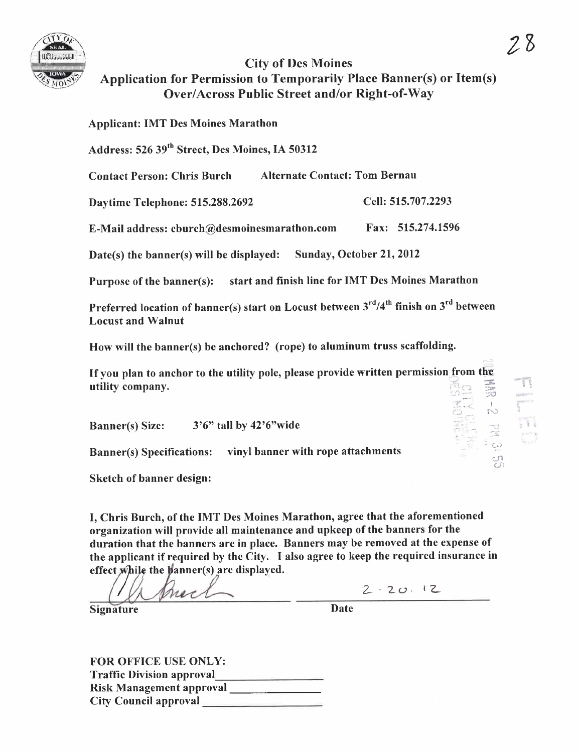# City of Des Moines

## Application for Permission to Temporarily Place Banner(s) or Item(s) Over/Across Public Street and/or Right-of-Way

**Applicant:** IMT Des Moines Marathon

**Address:** 526 39th Street, Des Moines, IA 50312

**Contact Person:** Chris Burch **Alternate Contact:** Tom Bernau

**Daytime Telephone:** 515.288.2692 **Cell:** 515.707.2293

**E-Mail address:** cburch@desmoinesmarathon.com **Fax:** 515.274.1596

**Date(s) the banner(s) will be displayed:** Sunday, October 21, 2012

**Purpose of the banner(s):** start and finish line for IMT Des Moines Marathon

**Preferred location of banner(s)** start on Locust between 3rd/4th finish on 3rd between Locust and Walnut

**How will the banner(s) be anchored?** (rope) to aluminum truss scaffolding.

**If you plan to anchor to the utility pole, please provide written permission from the utility company.**

**Banner(s) Size:** 3'6" tall by 42'6" wide

**Banner(s) Specifications:** vinyl banner with rope attachments

**Sketch of banner design:**

I, Chris Burch, of the IMT Des Moines Marathon, agree that the aforementioned organization will provide all maintenance and upkeep of the banners for the duration that the banners are in place. Banners may be removed at the expense of the applicant if required by the City. I also agree to keep the required insurance in effect while the banner(s) are displayed.

Signature: [signature] Date: 2 · 20 · 12

**FOR OFFICE USE ONLY:**

Traffic Division approval ____________

Risk Management approval ____________

City Council approval ____________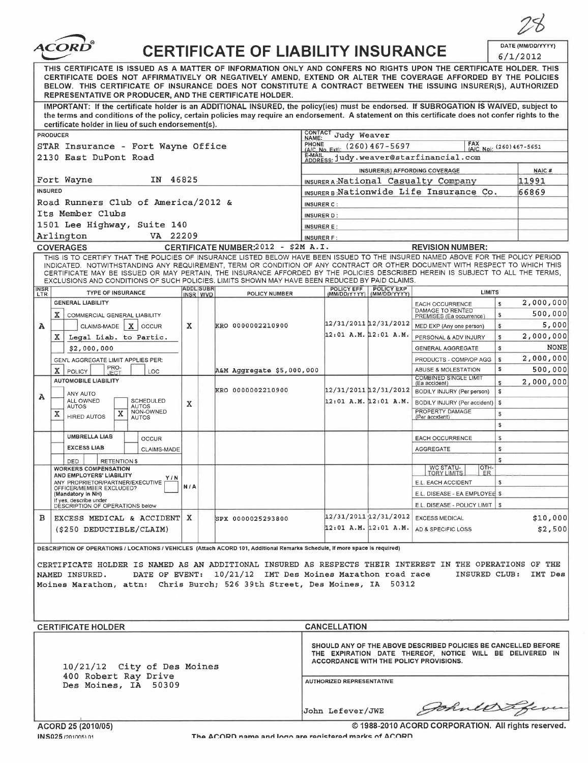28

# ACORD® CERTIFICATE OF LIABILITY INSURANCE

DATE (MM/DD/YYYY): 6/1/2012

THIS CERTIFICATE IS ISSUED AS A MATTER OF INFORMATION ONLY AND CONFERS NO RIGHTS UPON THE CERTIFICATE HOLDER. THIS CERTIFICATE DOES NOT AFFIRMATIVELY OR NEGATIVELY AMEND, EXTEND OR ALTER THE COVERAGE AFFORDED BY THE POLICIES BELOW. THIS CERTIFICATE OF INSURANCE DOES NOT CONSTITUTE A CONTRACT BETWEEN THE ISSUING INSURER(S), AUTHORIZED REPRESENTATIVE OR PRODUCER, AND THE CERTIFICATE HOLDER.

IMPORTANT: If the certificate holder is an ADDITIONAL INSURED, the policy(ies) must be endorsed. If SUBROGATION IS WAIVED, subject to the terms and conditions of the policy, certain policies may require an endorsement. A statement on this certificate does not confer rights to the certificate holder in lieu of such endorsement(s).

**PRODUCER**
STAR Insurance - Fort Wayne Office
2130 East DuPont Road
Fort Wayne IN 46825

**CONTACT NAME:** Judy Weaver
**PHONE (A/C, No, Ext):** (260)467-5697
**FAX (A/C, No):** (260)467-5651
**E-MAIL ADDRESS:** judy.weaver@starfinancial.com

| INSURER(S) AFFORDING COVERAGE | NAIC # |
|---|---|
| INSURER A: National Casualty Company | 11991 |
| INSURER B: Nationwide Life Insurance Co. | 66869 |
| INSURER C: | |
| INSURER D: | |
| INSURER E: | |
| INSURER F: | |

**INSURED**
Road Runners Club of America/2012 &
Its Member Clubs
1501 Lee Highway, Suite 140
Arlington VA 22209

**COVERAGES** CERTIFICATE NUMBER: 2012 - $2M A.I. REVISION NUMBER:

THIS IS TO CERTIFY THAT THE POLICIES OF INSURANCE LISTED BELOW HAVE BEEN ISSUED TO THE INSURED NAMED ABOVE FOR THE POLICY PERIOD INDICATED. NOTWITHSTANDING ANY REQUIREMENT, TERM OR CONDITION OF ANY CONTRACT OR OTHER DOCUMENT WITH RESPECT TO WHICH THIS CERTIFICATE MAY BE ISSUED OR MAY PERTAIN, THE INSURANCE AFFORDED BY THE POLICIES DESCRIBED HEREIN IS SUBJECT TO ALL THE TERMS, EXCLUSIONS AND CONDITIONS OF SUCH POLICIES. LIMITS SHOWN MAY HAVE BEEN REDUCED BY PAID CLAIMS.

| INSR LTR | TYPE OF INSURANCE | ADDL INSR | SUBR WVD | POLICY NUMBER | POLICY EFF (MM/DD/YYYY) | POLICY EXP (MM/DD/YYYY) | LIMITS | |
|---|---|---|---|---|---|---|---|---|
| A | GENERAL LIABILITY<br>X COMMERCIAL GENERAL LIABILITY<br>CLAIMS-MADE X OCCUR<br>X Legal Liab. to Partic. $2,000,000<br>GEN'L AGGREGATE LIMIT APPLIES PER: X POLICY PRO-JECT LOC | X | | KRO 0000002210900<br><br>A&M Aggregate $5,000,000 | 12/31/2011 12:01 A.M. | 12/31/2012 12:01 A.M. | EACH OCCURRENCE | $ 2,000,000 |
| | | | | | | | DAMAGE TO RENTED PREMISES (Ea occurrence) | $ 500,000 |
| | | | | | | | MED EXP (Any one person) | $ 5,000 |
| | | | | | | | PERSONAL & ADV INJURY | $ 2,000,000 |
| | | | | | | | GENERAL AGGREGATE | $ NONE |
| | | | | | | | PRODUCTS - COMP/OP AGG | $ 2,000,000 |
| | | | | | | | ABUSE & MOLESTATION | $ 500,000 |
| A | AUTOMOBILE LIABILITY<br>ANY AUTO<br>ALL OWNED AUTOS SCHEDULED AUTOS<br>X HIRED AUTOS X NON-OWNED AUTOS | X | | KRO 0000002210900 | 12/31/2011 12:01 A.M. | 12/31/2012 12:01 A.M. | COMBINED SINGLE LIMIT (Ea accident) | $ 2,000,000 |
| | | | | | | | BODILY INJURY (Per person) | $ |
| | | | | | | | BODILY INJURY (Per accident) | $ |
| | | | | | | | PROPERTY DAMAGE (Per accident) | $ |
| | | | | | | | | $ |
| | UMBRELLA LIAB OCCUR<br>EXCESS LIAB CLAIMS-MADE<br>DED RETENTION $ | | | | | | EACH OCCURRENCE | $ |
| | | | | | | | AGGREGATE | $ |
| | | | | | | | | $ |
| | WORKERS COMPENSATION AND EMPLOYERS' LIABILITY Y/N<br>ANY PROPRIETOR/PARTNER/EXECUTIVE OFFICER/MEMBER EXCLUDED? (Mandatory in NH)<br>If yes, describe under DESCRIPTION OF OPERATIONS below | N/A | | | | | WC STATU-TORY LIMITS / OTH-ER | |
| | | | | | | | E.L. EACH ACCIDENT | $ |
| | | | | | | | E.L. DISEASE - EA EMPLOYEE | $ |
| | | | | | | | E.L. DISEASE - POLICY LIMIT | $ |
| B | EXCESS MEDICAL & ACCIDENT ($250 DEDUCTIBLE/CLAIM) | X | | SPX 0000025293800 | 12/31/2011 12:01 A.M. | 12/31/2012 12:01 A.M. | EXCESS MEDICAL | $10,000 |
| | | | | | | | AD & SPECIFIC LOSS | $2,500 |

**DESCRIPTION OF OPERATIONS / LOCATIONS / VEHICLES** (Attach ACORD 101, Additional Remarks Schedule, if more space is required)

CERTIFICATE HOLDER IS NAMED AS AN ADDITIONAL INSURED AS RESPECTS THEIR INTEREST IN THE OPERATIONS OF THE NAMED INSURED. DATE OF EVENT: 10/21/12 IMT Des Moines Marathon road race INSURED CLUB: IMT Des Moines Marathon, attn: Chris Burch; 526 39th Street, Des Moines, IA 50312

**CERTIFICATE HOLDER**

10/21/12 City of Des Moines
400 Robert Ray Drive
Des Moines, IA 50309

**CANCELLATION**

SHOULD ANY OF THE ABOVE DESCRIBED POLICIES BE CANCELLED BEFORE THE EXPIRATION DATE THEREOF, NOTICE WILL BE DELIVERED IN ACCORDANCE WITH THE POLICY PROVISIONS.

AUTHORIZED REPRESENTATIVE

John Lefever/JWE

ACORD 25 (2010/05) © 1988-2010 ACORD CORPORATION. All rights reserved.

INS025 (201005).01 The ACORD name and logo are registered marks of ACORD